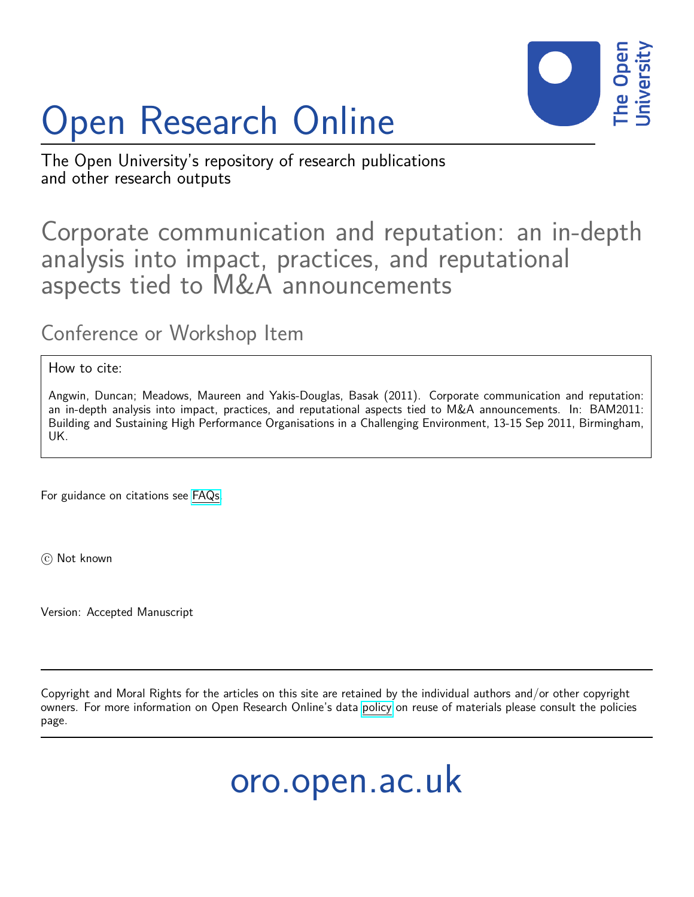# Open Research Online

The Open University's repository of research publications and other research outputs

## Corporate communication and reputation: an in-depth analysis into impact, practices, and reputational aspects tied to M&A announcements

### Conference or Workshop Item

How to cite:

Angwin, Duncan; Meadows, Maureen and Yakis-Douglas, Basak (2011). Corporate communication and reputation: an in-depth analysis into impact, practices, and reputational aspects tied to M&A announcements. In: BAM2011: Building and Sustaining High Performance Organisations in a Challenging Environment, 13-15 Sep 2011, Birmingham, UK.

For guidance on citations see FAQs.

© Not known

Version: Accepted Manuscript

Copyright and Moral Rights for the articles on this site are retained by the individual authors and/or other copyright owners. For more information on Open Research Online's data policy on reuse of materials please consult the policies page.

oro.open.ac.uk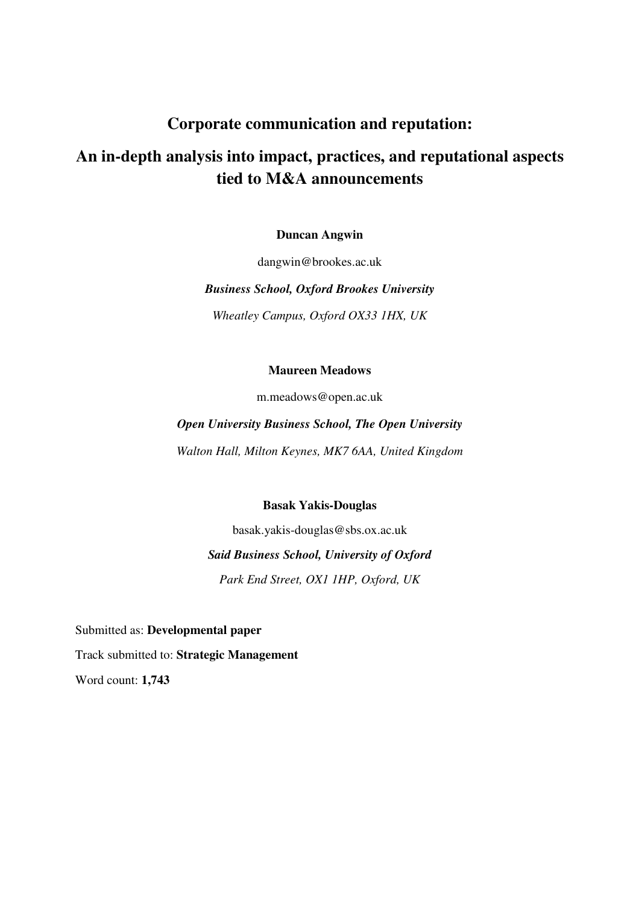# Corporate communication and reputation:

## An in-depth analysis into impact, practices, and reputational aspects tied to M&A announcements

**Duncan Angwin**

dangwin@brookes.ac.uk

***Business School, Oxford Brookes University***

*Wheatley Campus, Oxford OX33 1HX, UK*

**Maureen Meadows**

m.meadows@open.ac.uk

***Open University Business School, The Open University***

*Walton Hall, Milton Keynes, MK7 6AA, United Kingdom*

**Basak Yakis-Douglas**

basak.yakis-douglas@sbs.ox.ac.uk

***Said Business School, University of Oxford***

*Park End Street, OX1 1HP, Oxford, UK*

Submitted as: **Developmental paper**

Track submitted to: **Strategic Management**

Word count: **1,743**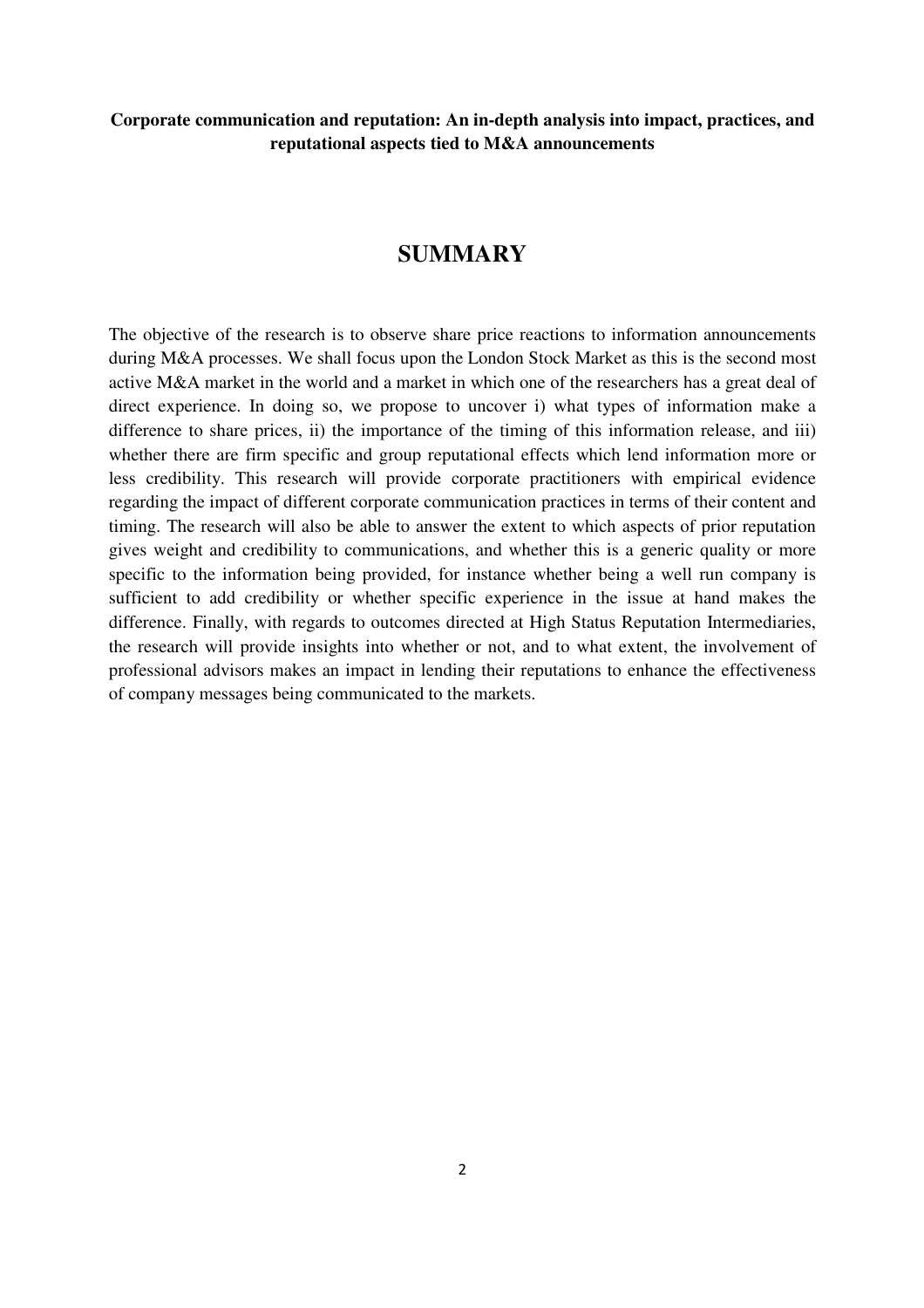**Corporate communication and reputation: An in-depth analysis into impact, practices, and reputational aspects tied to M&A announcements**

# SUMMARY

The objective of the research is to observe share price reactions to information announcements during M&A processes. We shall focus upon the London Stock Market as this is the second most active M&A market in the world and a market in which one of the researchers has a great deal of direct experience. In doing so, we propose to uncover i) what types of information make a difference to share prices, ii) the importance of the timing of this information release, and iii) whether there are firm specific and group reputational effects which lend information more or less credibility. This research will provide corporate practitioners with empirical evidence regarding the impact of different corporate communication practices in terms of their content and timing. The research will also be able to answer the extent to which aspects of prior reputation gives weight and credibility to communications, and whether this is a generic quality or more specific to the information being provided, for instance whether being a well run company is sufficient to add credibility or whether specific experience in the issue at hand makes the difference. Finally, with regards to outcomes directed at High Status Reputation Intermediaries, the research will provide insights into whether or not, and to what extent, the involvement of professional advisors makes an impact in lending their reputations to enhance the effectiveness of company messages being communicated to the markets.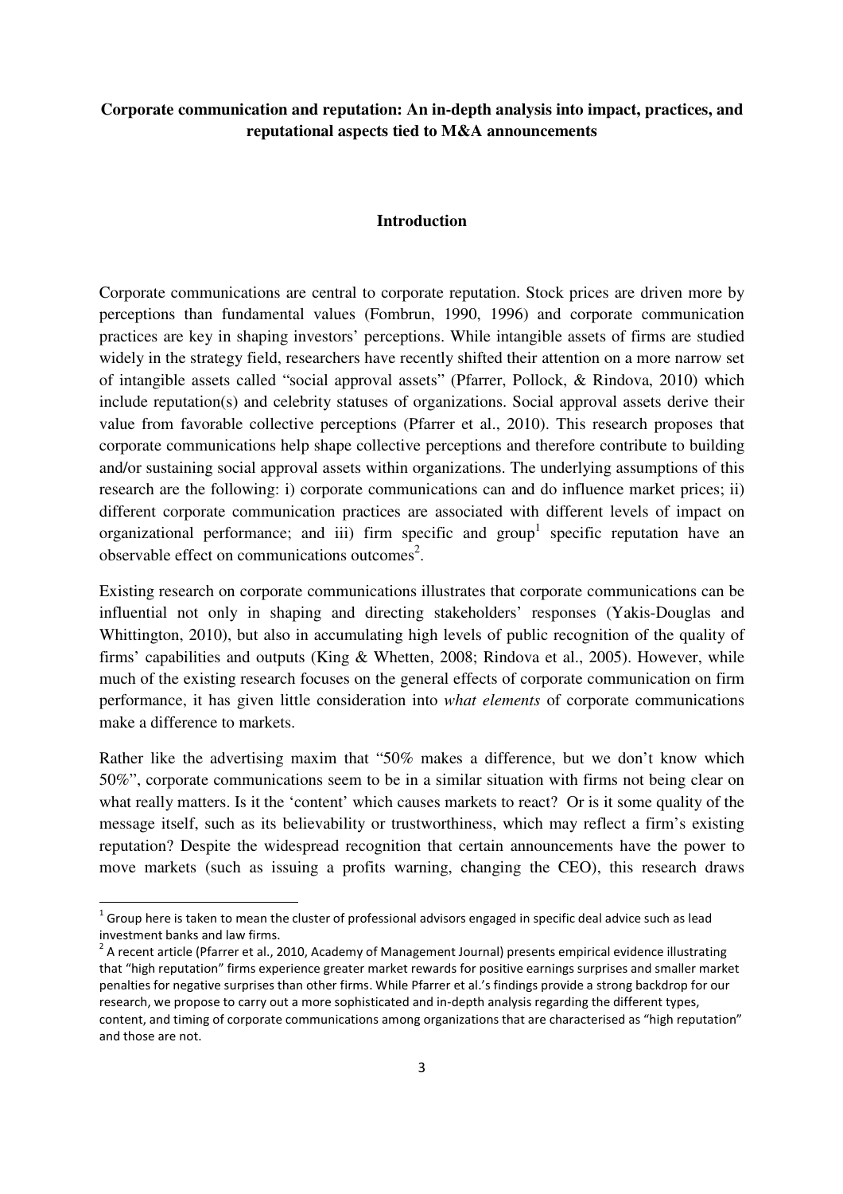**Corporate communication and reputation: An in-depth analysis into impact, practices, and reputational aspects tied to M&A announcements**

## Introduction

Corporate communications are central to corporate reputation. Stock prices are driven more by perceptions than fundamental values (Fombrun, 1990, 1996) and corporate communication practices are key in shaping investors' perceptions. While intangible assets of firms are studied widely in the strategy field, researchers have recently shifted their attention on a more narrow set of intangible assets called "social approval assets" (Pfarrer, Pollock, & Rindova, 2010) which include reputation(s) and celebrity statuses of organizations. Social approval assets derive their value from favorable collective perceptions (Pfarrer et al., 2010). This research proposes that corporate communications help shape collective perceptions and therefore contribute to building and/or sustaining social approval assets within organizations. The underlying assumptions of this research are the following: i) corporate communications can and do influence market prices; ii) different corporate communication practices are associated with different levels of impact on organizational performance; and iii) firm specific and group[1] specific reputation have an observable effect on communications outcomes[2].

Existing research on corporate communications illustrates that corporate communications can be influential not only in shaping and directing stakeholders' responses (Yakis-Douglas and Whittington, 2010), but also in accumulating high levels of public recognition of the quality of firms' capabilities and outputs (King & Whetten, 2008; Rindova et al., 2005). However, while much of the existing research focuses on the general effects of corporate communication on firm performance, it has given little consideration into *what elements* of corporate communications make a difference to markets.

Rather like the advertising maxim that "50% makes a difference, but we don't know which 50%", corporate communications seem to be in a similar situation with firms not being clear on what really matters. Is it the 'content' which causes markets to react? Or is it some quality of the message itself, such as its believability or trustworthiness, which may reflect a firm's existing reputation? Despite the widespread recognition that certain announcements have the power to move markets (such as issuing a profits warning, changing the CEO), this research draws

[1] Group here is taken to mean the cluster of professional advisors engaged in specific deal advice such as lead investment banks and law firms.

[2] A recent article (Pfarrer et al., 2010, Academy of Management Journal) presents empirical evidence illustrating that "high reputation" firms experience greater market rewards for positive earnings surprises and smaller market penalties for negative surprises than other firms. While Pfarrer et al.'s findings provide a strong backdrop for our research, we propose to carry out a more sophisticated and in-depth analysis regarding the different types, content, and timing of corporate communications among organizations that are characterised as "high reputation" and those are not.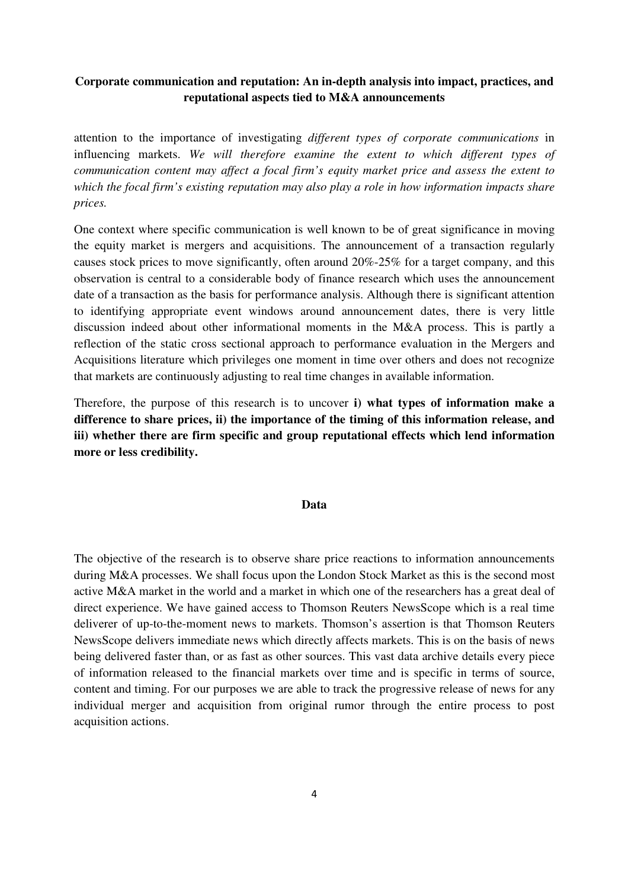attention to the importance of investigating *different types of corporate communications* in influencing markets. *We will therefore examine the extent to which different types of communication content may affect a focal firm's equity market price and assess the extent to which the focal firm's existing reputation may also play a role in how information impacts share prices.*

One context where specific communication is well known to be of great significance in moving the equity market is mergers and acquisitions. The announcement of a transaction regularly causes stock prices to move significantly, often around 20%-25% for a target company, and this observation is central to a considerable body of finance research which uses the announcement date of a transaction as the basis for performance analysis. Although there is significant attention to identifying appropriate event windows around announcement dates, there is very little discussion indeed about other informational moments in the M&A process. This is partly a reflection of the static cross sectional approach to performance evaluation in the Mergers and Acquisitions literature which privileges one moment in time over others and does not recognize that markets are continuously adjusting to real time changes in available information.

Therefore, the purpose of this research is to uncover **i) what types of information make a difference to share prices, ii) the importance of the timing of this information release, and iii) whether there are firm specific and group reputational effects which lend information more or less credibility.**

## Data

The objective of the research is to observe share price reactions to information announcements during M&A processes. We shall focus upon the London Stock Market as this is the second most active M&A market in the world and a market in which one of the researchers has a great deal of direct experience. We have gained access to Thomson Reuters NewsScope which is a real time deliverer of up-to-the-moment news to markets. Thomson's assertion is that Thomson Reuters NewsScope delivers immediate news which directly affects markets. This is on the basis of news being delivered faster than, or as fast as other sources. This vast data archive details every piece of information released to the financial markets over time and is specific in terms of source, content and timing. For our purposes we are able to track the progressive release of news for any individual merger and acquisition from original rumor through the entire process to post acquisition actions.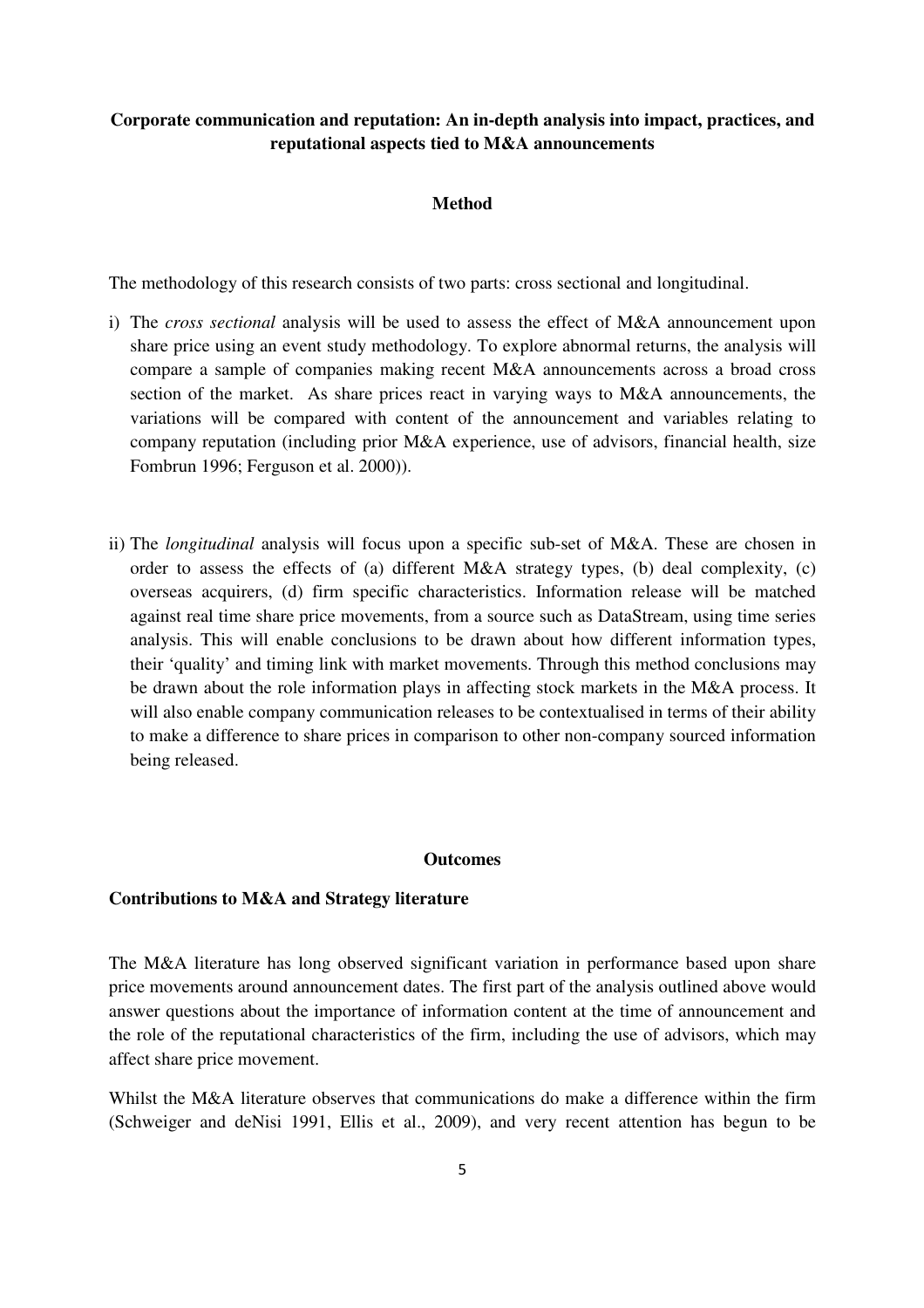**Corporate communication and reputation: An in-depth analysis into impact, practices, and reputational aspects tied to M&A announcements**

## Method

The methodology of this research consists of two parts: cross sectional and longitudinal.

i) The *cross sectional* analysis will be used to assess the effect of M&A announcement upon share price using an event study methodology. To explore abnormal returns, the analysis will compare a sample of companies making recent M&A announcements across a broad cross section of the market. As share prices react in varying ways to M&A announcements, the variations will be compared with content of the announcement and variables relating to company reputation (including prior M&A experience, use of advisors, financial health, size Fombrun 1996; Ferguson et al. 2000)).

ii) The *longitudinal* analysis will focus upon a specific sub-set of M&A. These are chosen in order to assess the effects of (a) different M&A strategy types, (b) deal complexity, (c) overseas acquirers, (d) firm specific characteristics. Information release will be matched against real time share price movements, from a source such as DataStream, using time series analysis. This will enable conclusions to be drawn about how different information types, their 'quality' and timing link with market movements. Through this method conclusions may be drawn about the role information plays in affecting stock markets in the M&A process. It will also enable company communication releases to be contextualised in terms of their ability to make a difference to share prices in comparison to other non-company sourced information being released.

## Outcomes

### Contributions to M&A and Strategy literature

The M&A literature has long observed significant variation in performance based upon share price movements around announcement dates. The first part of the analysis outlined above would answer questions about the importance of information content at the time of announcement and the role of the reputational characteristics of the firm, including the use of advisors, which may affect share price movement.

Whilst the M&A literature observes that communications do make a difference within the firm (Schweiger and deNisi 1991, Ellis et al., 2009), and very recent attention has begun to be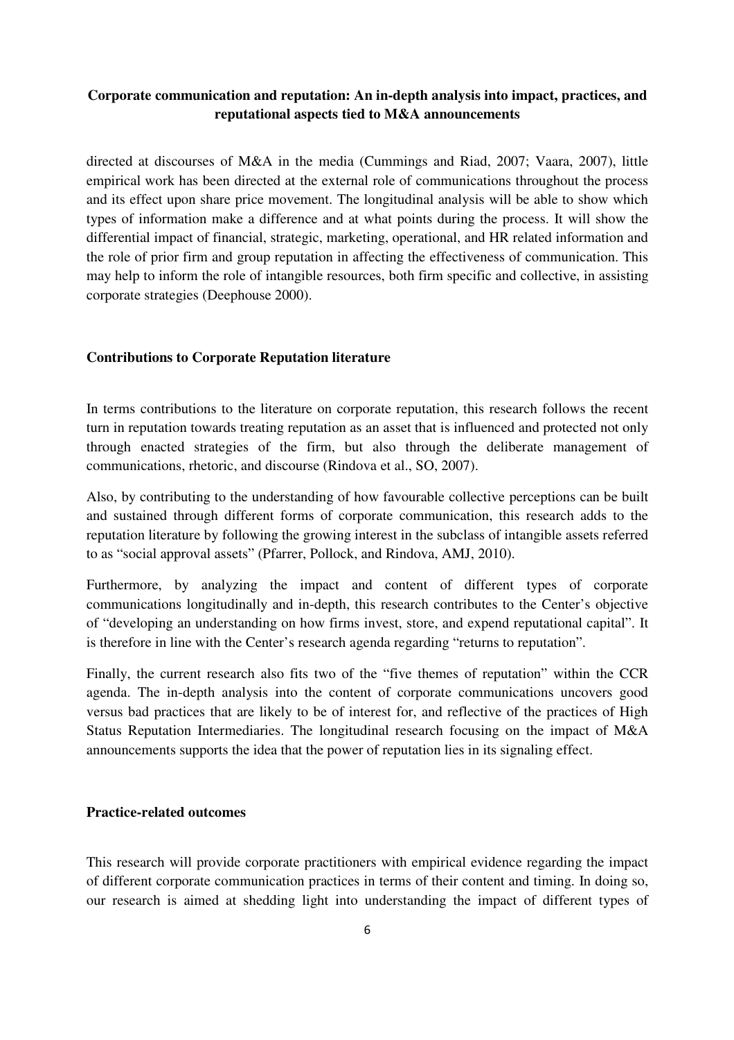directed at discourses of M&A in the media (Cummings and Riad, 2007; Vaara, 2007), little empirical work has been directed at the external role of communications throughout the process and its effect upon share price movement. The longitudinal analysis will be able to show which types of information make a difference and at what points during the process. It will show the differential impact of financial, strategic, marketing, operational, and HR related information and the role of prior firm and group reputation in affecting the effectiveness of communication. This may help to inform the role of intangible resources, both firm specific and collective, in assisting corporate strategies (Deephouse 2000).

### Contributions to Corporate Reputation literature

In terms contributions to the literature on corporate reputation, this research follows the recent turn in reputation towards treating reputation as an asset that is influenced and protected not only through enacted strategies of the firm, but also through the deliberate management of communications, rhetoric, and discourse (Rindova et al., SO, 2007).

Also, by contributing to the understanding of how favourable collective perceptions can be built and sustained through different forms of corporate communication, this research adds to the reputation literature by following the growing interest in the subclass of intangible assets referred to as "social approval assets" (Pfarrer, Pollock, and Rindova, AMJ, 2010).

Furthermore, by analyzing the impact and content of different types of corporate communications longitudinally and in-depth, this research contributes to the Center's objective of "developing an understanding on how firms invest, store, and expend reputational capital". It is therefore in line with the Center's research agenda regarding "returns to reputation".

Finally, the current research also fits two of the "five themes of reputation" within the CCR agenda. The in-depth analysis into the content of corporate communications uncovers good versus bad practices that are likely to be of interest for, and reflective of the practices of High Status Reputation Intermediaries. The longitudinal research focusing on the impact of M&A announcements supports the idea that the power of reputation lies in its signaling effect.

### Practice-related outcomes

This research will provide corporate practitioners with empirical evidence regarding the impact of different corporate communication practices in terms of their content and timing. In doing so, our research is aimed at shedding light into understanding the impact of different types of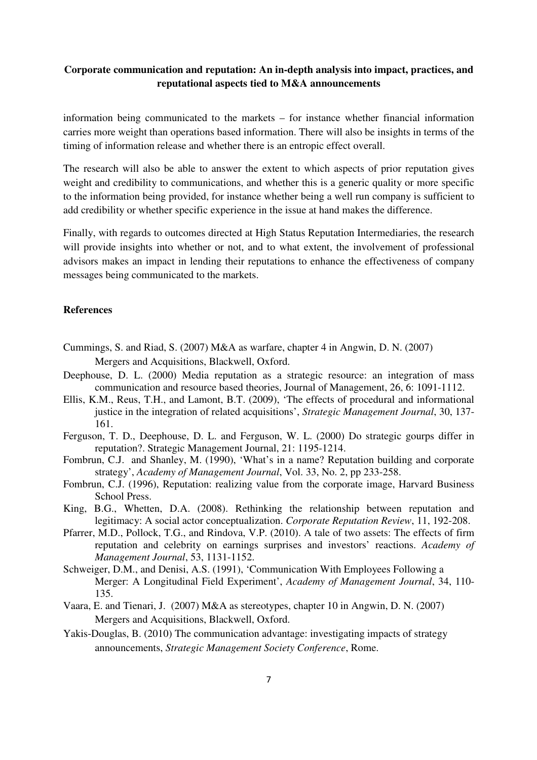information being communicated to the markets – for instance whether financial information carries more weight than operations based information. There will also be insights in terms of the timing of information release and whether there is an entropic effect overall.

The research will also be able to answer the extent to which aspects of prior reputation gives weight and credibility to communications, and whether this is a generic quality or more specific to the information being provided, for instance whether being a well run company is sufficient to add credibility or whether specific experience in the issue at hand makes the difference.

Finally, with regards to outcomes directed at High Status Reputation Intermediaries, the research will provide insights into whether or not, and to what extent, the involvement of professional advisors makes an impact in lending their reputations to enhance the effectiveness of company messages being communicated to the markets.

## References

Cummings, S. and Riad, S. (2007) M&A as warfare, chapter 4 in Angwin, D. N. (2007) Mergers and Acquisitions, Blackwell, Oxford.

Deephouse, D. L. (2000) Media reputation as a strategic resource: an integration of mass communication and resource based theories, Journal of Management, 26, 6: 1091-1112.

Ellis, K.M., Reus, T.H., and Lamont, B.T. (2009), 'The effects of procedural and informational justice in the integration of related acquisitions', *Strategic Management Journal*, 30, 137-161.

Ferguson, T. D., Deephouse, D. L. and Ferguson, W. L. (2000) Do strategic gourps differ in reputation?. Strategic Management Journal, 21: 1195-1214.

Fombrun, C.J. and Shanley, M. (1990), 'What's in a name? Reputation building and corporate strategy', *Academy of Management Journal*, Vol. 33, No. 2, pp 233-258.

Fombrun, C.J. (1996), Reputation: realizing value from the corporate image, Harvard Business School Press.

King, B.G., Whetten, D.A. (2008). Rethinking the relationship between reputation and legitimacy: A social actor conceptualization. *Corporate Reputation Review*, 11, 192-208.

Pfarrer, M.D., Pollock, T.G., and Rindova, V.P. (2010). A tale of two assets: The effects of firm reputation and celebrity on earnings surprises and investors' reactions. *Academy of Management Journal*, 53, 1131-1152.

Schweiger, D.M., and Denisi, A.S. (1991), 'Communication With Employees Following a Merger: A Longitudinal Field Experiment', *Academy of Management Journal*, 34, 110-135.

Vaara, E. and Tienari, J. (2007) M&A as stereotypes, chapter 10 in Angwin, D. N. (2007) Mergers and Acquisitions, Blackwell, Oxford.

Yakis-Douglas, B. (2010) The communication advantage: investigating impacts of strategy announcements, *Strategic Management Society Conference*, Rome.